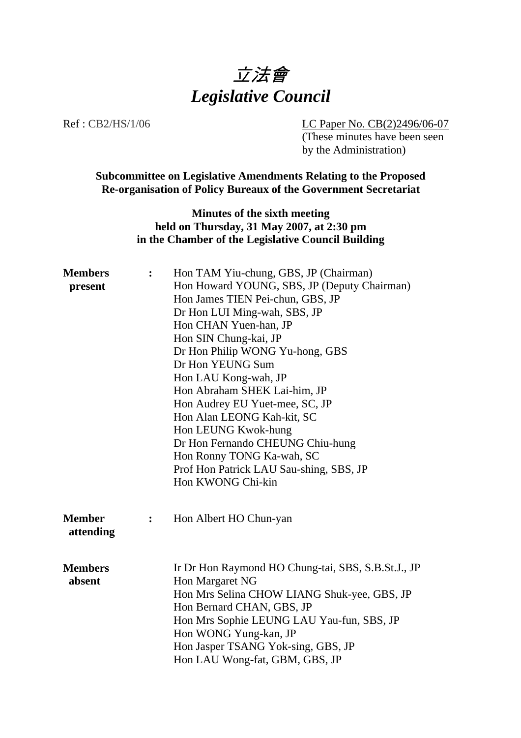# *立法會*
# *Legislative Council*

Ref : CB2/HS/1/06

LC Paper No. CB(2)2496/06-07
(These minutes have been seen by the Administration)

**Subcommittee on Legislative Amendments Relating to the Proposed Re-organisation of Policy Bureaux of the Government Secretariat**

**Minutes of the sixth meeting held on Thursday, 31 May 2007, at 2:30 pm in the Chamber of the Legislative Council Building**

**Members present** :

Hon TAM Yiu-chung, GBS, JP (Chairman)
Hon Howard YOUNG, SBS, JP (Deputy Chairman)
Hon James TIEN Pei-chun, GBS, JP
Dr Hon LUI Ming-wah, SBS, JP
Hon CHAN Yuen-han, JP
Hon SIN Chung-kai, JP
Dr Hon Philip WONG Yu-hong, GBS
Dr Hon YEUNG Sum
Hon LAU Kong-wah, JP
Hon Abraham SHEK Lai-him, JP
Hon Audrey EU Yuet-mee, SC, JP
Hon Alan LEONG Kah-kit, SC
Hon LEUNG Kwok-hung
Dr Hon Fernando CHEUNG Chiu-hung
Hon Ronny TONG Ka-wah, SC
Prof Hon Patrick LAU Sau-shing, SBS, JP
Hon KWONG Chi-kin

**Member attending** :

Hon Albert HO Chun-yan

**Members absent**

Ir Dr Hon Raymond HO Chung-tai, SBS, S.B.St.J., JP
Hon Margaret NG
Hon Mrs Selina CHOW LIANG Shuk-yee, GBS, JP
Hon Bernard CHAN, GBS, JP
Hon Mrs Sophie LEUNG LAU Yau-fun, SBS, JP
Hon WONG Yung-kan, JP
Hon Jasper TSANG Yok-sing, GBS, JP
Hon LAU Wong-fat, GBM, GBS, JP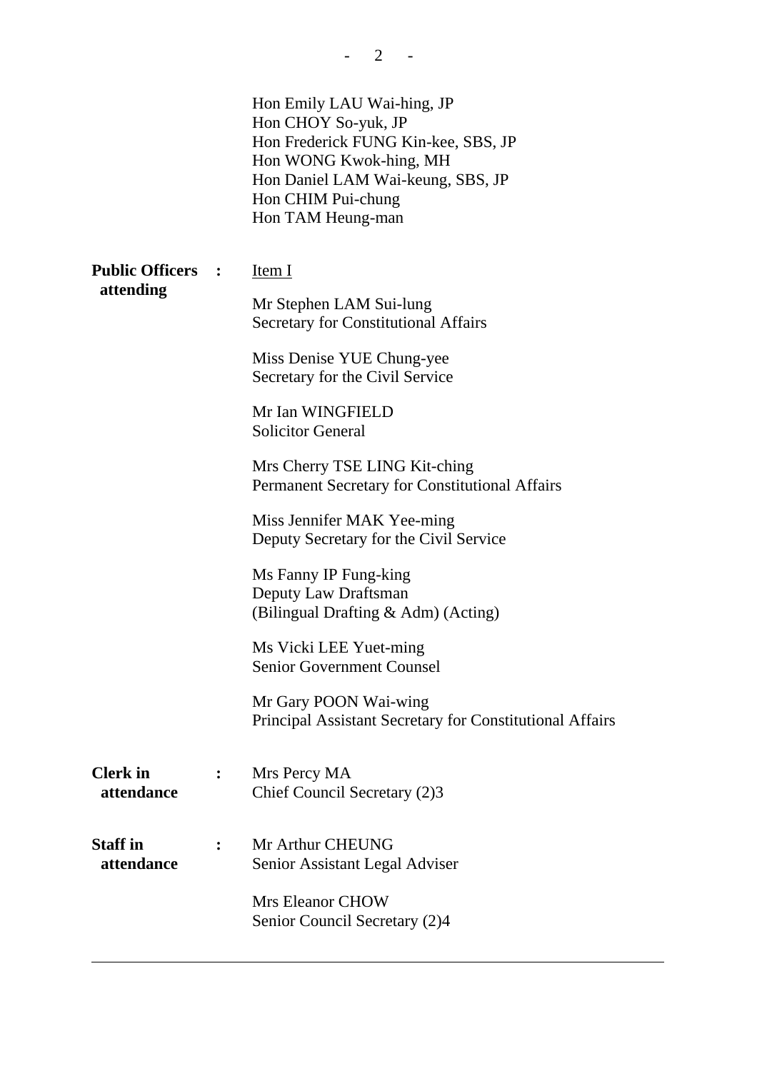Hon Emily LAU Wai-hing, JP
Hon CHOY So-yuk, JP
Hon Frederick FUNG Kin-kee, SBS, JP
Hon WONG Kwok-hing, MH
Hon Daniel LAM Wai-keung, SBS, JP
Hon CHIM Pui-chung
Hon TAM Heung-man

**Public Officers attending** : Item I

Mr Stephen LAM Sui-lung
Secretary for Constitutional Affairs

Miss Denise YUE Chung-yee
Secretary for the Civil Service

Mr Ian WINGFIELD
Solicitor General

Mrs Cherry TSE LING Kit-ching
Permanent Secretary for Constitutional Affairs

Miss Jennifer MAK Yee-ming
Deputy Secretary for the Civil Service

Ms Fanny IP Fung-king
Deputy Law Draftsman
(Bilingual Drafting & Adm) (Acting)

Ms Vicki LEE Yuet-ming
Senior Government Counsel

Mr Gary POON Wai-wing
Principal Assistant Secretary for Constitutional Affairs

**Clerk in attendance** : Mrs Percy MA
Chief Council Secretary (2)3

**Staff in attendance** : Mr Arthur CHEUNG
Senior Assistant Legal Adviser

Mrs Eleanor CHOW
Senior Council Secretary (2)4

---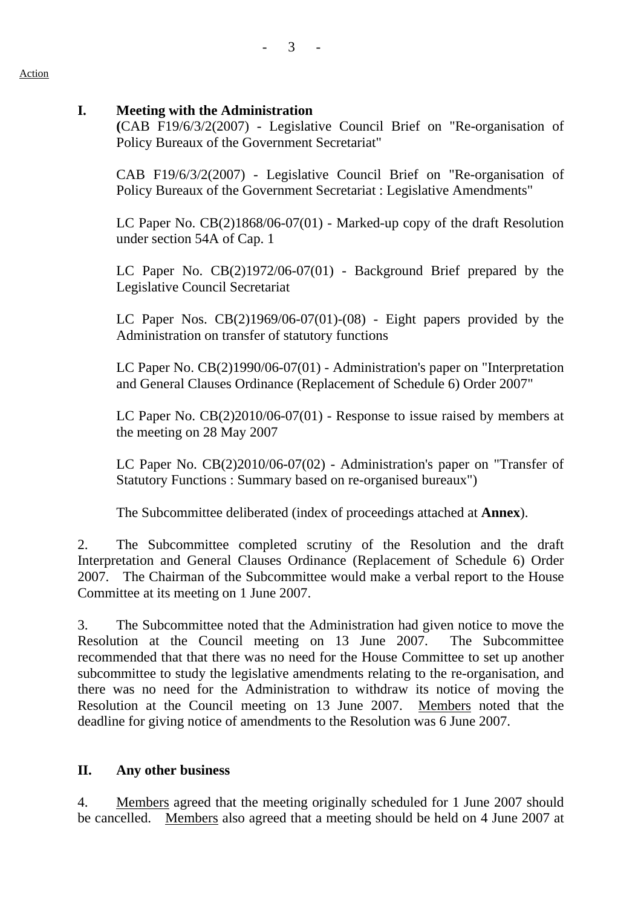Action

## I. Meeting with the Administration

(CAB F19/6/3/2(2007) - Legislative Council Brief on "Re-organisation of Policy Bureaux of the Government Secretariat"

CAB F19/6/3/2(2007) - Legislative Council Brief on "Re-organisation of Policy Bureaux of the Government Secretariat : Legislative Amendments"

LC Paper No. CB(2)1868/06-07(01) - Marked-up copy of the draft Resolution under section 54A of Cap. 1

LC Paper No. CB(2)1972/06-07(01) - Background Brief prepared by the Legislative Council Secretariat

LC Paper Nos. CB(2)1969/06-07(01)-(08) - Eight papers provided by the Administration on transfer of statutory functions

LC Paper No. CB(2)1990/06-07(01) - Administration's paper on "Interpretation and General Clauses Ordinance (Replacement of Schedule 6) Order 2007"

LC Paper No. CB(2)2010/06-07(01) - Response to issue raised by members at the meeting on 28 May 2007

LC Paper No. CB(2)2010/06-07(02) - Administration's paper on "Transfer of Statutory Functions : Summary based on re-organised bureaux")

The Subcommittee deliberated (index of proceedings attached at **Annex**).

2. The Subcommittee completed scrutiny of the Resolution and the draft Interpretation and General Clauses Ordinance (Replacement of Schedule 6) Order 2007. The Chairman of the Subcommittee would make a verbal report to the House Committee at its meeting on 1 June 2007.

3. The Subcommittee noted that the Administration had given notice to move the Resolution at the Council meeting on 13 June 2007. The Subcommittee recommended that that there was no need for the House Committee to set up another subcommittee to study the legislative amendments relating to the re-organisation, and there was no need for the Administration to withdraw its notice of moving the Resolution at the Council meeting on 13 June 2007. Members noted that the deadline for giving notice of amendments to the Resolution was 6 June 2007.

## II. Any other business

4. Members agreed that the meeting originally scheduled for 1 June 2007 should be cancelled. Members also agreed that a meeting should be held on 4 June 2007 at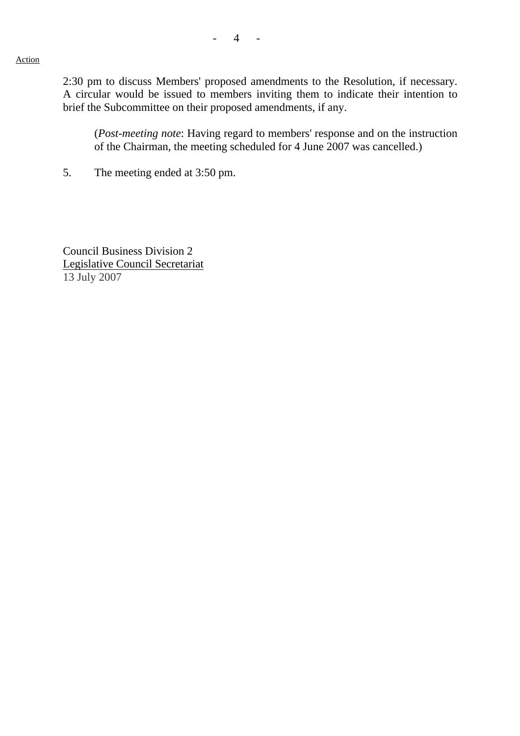Action

2:30 pm to discuss Members' proposed amendments to the Resolution, if necessary. A circular would be issued to members inviting them to indicate their intention to brief the Subcommittee on their proposed amendments, if any.

> (*Post-meeting note*: Having regard to members' response and on the instruction of the Chairman, the meeting scheduled for 4 June 2007 was cancelled.)

5. The meeting ended at 3:50 pm.

Council Business Division 2
Legislative Council Secretariat
13 July 2007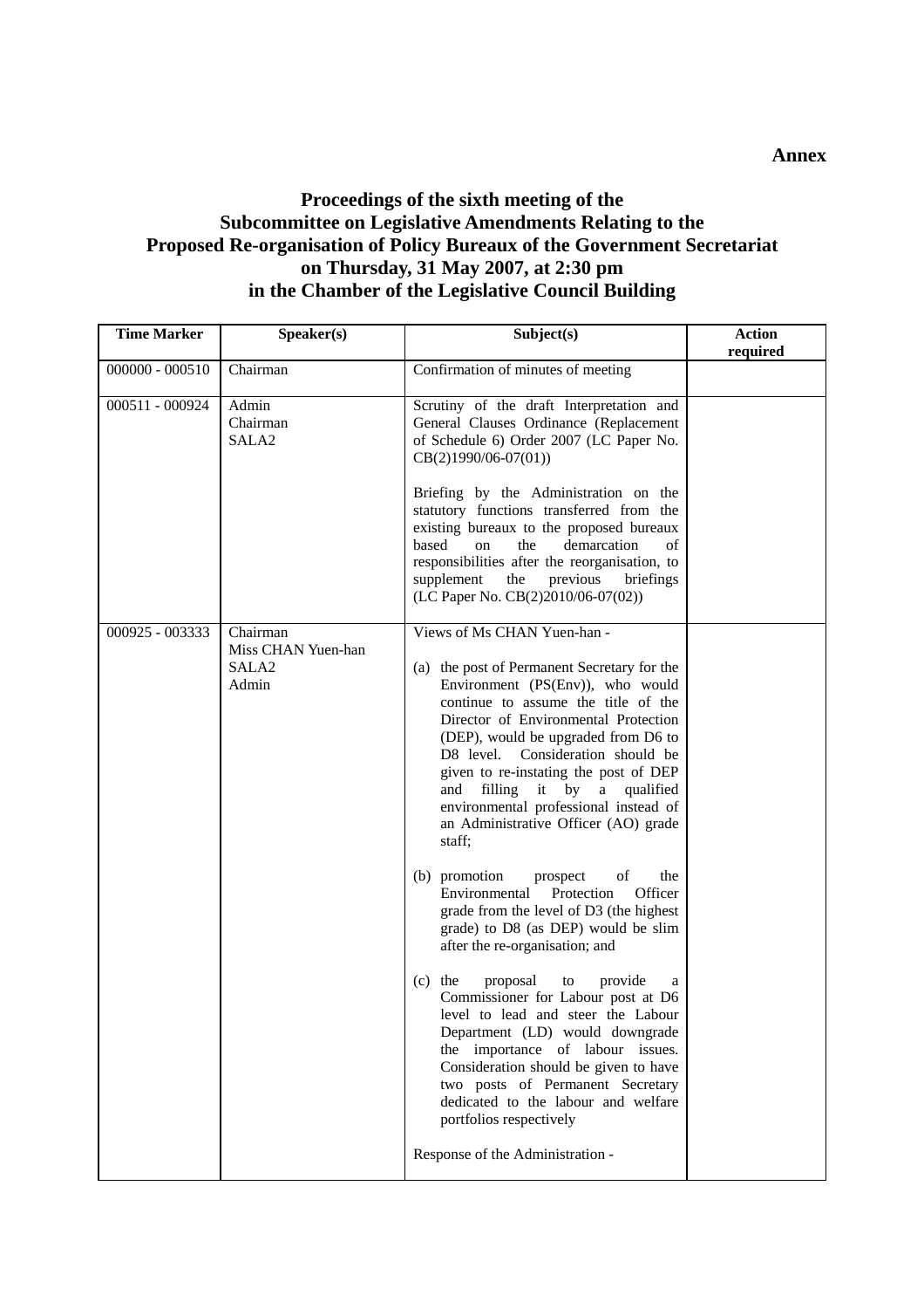**Annex**

# Proceedings of the sixth meeting of the Subcommittee on Legislative Amendments Relating to the Proposed Re-organisation of Policy Bureaux of the Government Secretariat on Thursday, 31 May 2007, at 2:30 pm in the Chamber of the Legislative Council Building

| Time Marker | Speaker(s) | Subject(s) | Action required |
|---|---|---|---|
| 000000 - 000510 | Chairman | Confirmation of minutes of meeting | |
| 000511 - 000924 | Admin<br>Chairman<br>SALA2 | Scrutiny of the draft Interpretation and General Clauses Ordinance (Replacement of Schedule 6) Order 2007 (LC Paper No. CB(2)1990/06-07(01))<br><br>Briefing by the Administration on the statutory functions transferred from the existing bureaux to the proposed bureaux based on the demarcation of responsibilities after the reorganisation, to supplement the previous briefings (LC Paper No. CB(2)2010/06-07(02)) | |
| 000925 - 003333 | Chairman<br>Miss CHAN Yuen-han<br>SALA2<br>Admin | Views of Ms CHAN Yuen-han -<br><br>(a) the post of Permanent Secretary for the Environment (PS(Env)), who would continue to assume the title of the Director of Environmental Protection (DEP), would be upgraded from D6 to D8 level. Consideration should be given to re-instating the post of DEP and filling it by a qualified environmental professional instead of an Administrative Officer (AO) grade staff;<br><br>(b) promotion prospect of the Environmental Protection Officer grade from the level of D3 (the highest grade) to D8 (as DEP) would be slim after the re-organisation; and<br><br>(c) the proposal to provide a Commissioner for Labour post at D6 level to lead and steer the Labour Department (LD) would downgrade the importance of labour issues. Consideration should be given to have two posts of Permanent Secretary dedicated to the labour and welfare portfolios respectively<br><br>Response of the Administration - | |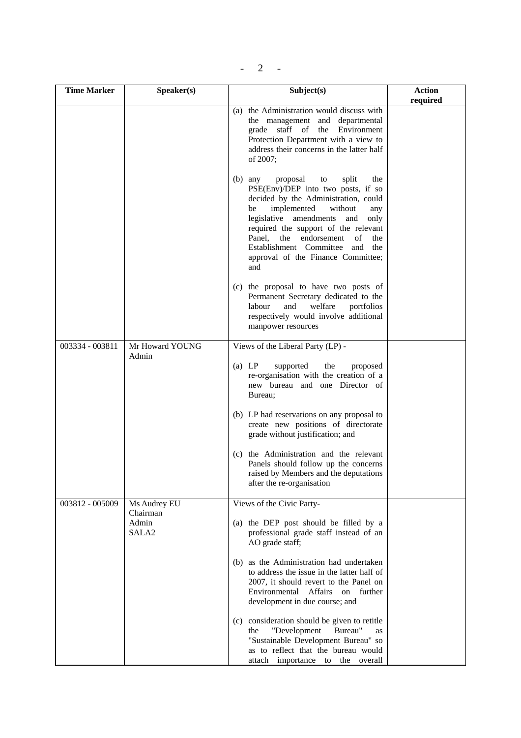| Time Marker | Speaker(s) | Subject(s) | Action required |
|---|---|---|---|
| | | (a) the Administration would discuss with the management and departmental grade staff of the Environment Protection Department with a view to address their concerns in the latter half of 2007;<br><br>(b) any proposal to split the PSE(Env)/DEP into two posts, if so decided by the Administration, could be implemented without any legislative amendments and only required the support of the relevant Panel, the endorsement of the Establishment Committee and the approval of the Finance Committee; and<br><br>(c) the proposal to have two posts of Permanent Secretary dedicated to the labour and welfare portfolios respectively would involve additional manpower resources | |
| 003334 - 003811 | Mr Howard YOUNG<br>Admin | Views of the Liberal Party (LP) -<br><br>(a) LP supported the proposed re-organisation with the creation of a new bureau and one Director of Bureau;<br><br>(b) LP had reservations on any proposal to create new positions of directorate grade without justification; and<br><br>(c) the Administration and the relevant Panels should follow up the concerns raised by Members and the deputations after the re-organisation | |
| 003812 - 005009 | Ms Audrey EU<br>Chairman<br>Admin<br>SALA2 | Views of the Civic Party-<br><br>(a) the DEP post should be filled by a professional grade staff instead of an AO grade staff;<br><br>(b) as the Administration had undertaken to address the issue in the latter half of 2007, it should revert to the Panel on Environmental Affairs on further development in due course; and<br><br>(c) consideration should be given to retitle the "Development Bureau" as "Sustainable Development Bureau" so as to reflect that the bureau would attach importance to the overall | |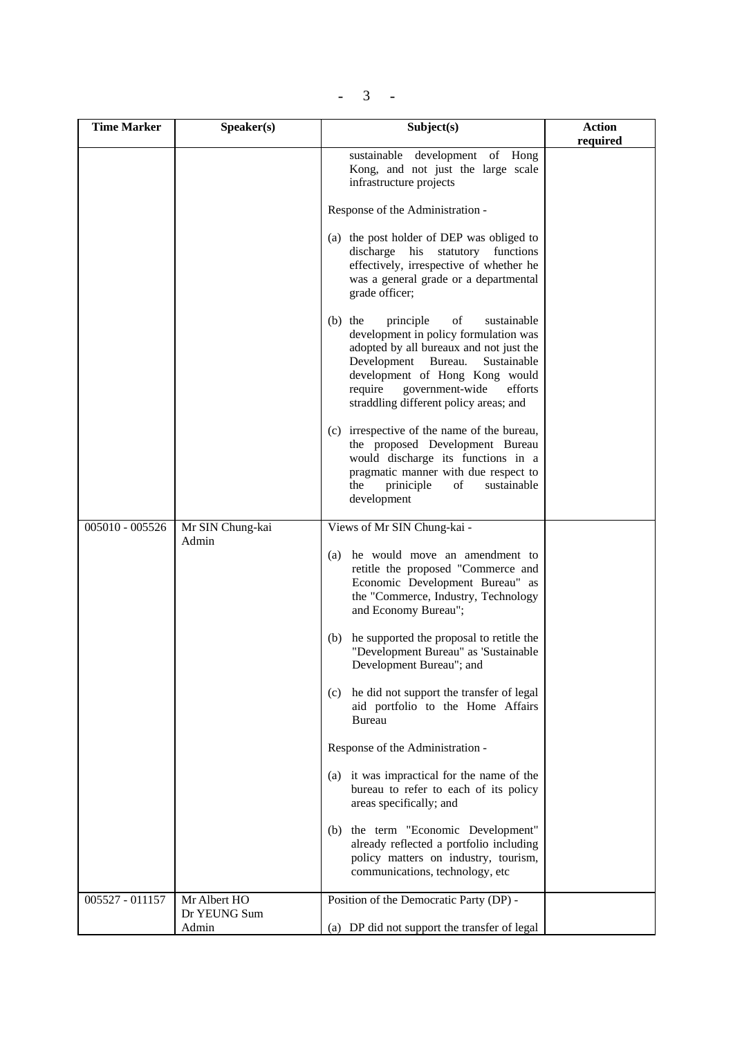| Time Marker | Speaker(s) | Subject(s) | Action required |
|---|---|---|---|
| | | sustainable development of Hong Kong, and not just the large scale infrastructure projects<br><br>Response of the Administration -<br><br>(a) the post holder of DEP was obliged to discharge his statutory functions effectively, irrespective of whether he was a general grade or a departmental grade officer;<br><br>(b) the principle of sustainable development in policy formulation was adopted by all bureaux and not just the Development Bureau. Sustainable development of Hong Kong would require government-wide efforts straddling different policy areas; and<br><br>(c) irrespective of the name of the bureau, the proposed Development Bureau would discharge its functions in a pragmatic manner with due respect to the priniciple of sustainable development | |
| 005010 - 005526 | Mr SIN Chung-kai<br>Admin | Views of Mr SIN Chung-kai -<br><br>(a) he would move an amendment to retitle the proposed "Commerce and Economic Development Bureau" as the "Commerce, Industry, Technology and Economy Bureau";<br><br>(b) he supported the proposal to retitle the "Development Bureau" as 'Sustainable Development Bureau"; and<br><br>(c) he did not support the transfer of legal aid portfolio to the Home Affairs Bureau<br><br>Response of the Administration -<br><br>(a) it was impractical for the name of the bureau to refer to each of its policy areas specifically; and<br><br>(b) the term "Economic Development" already reflected a portfolio including policy matters on industry, tourism, communications, technology, etc | |
| 005527 - 011157 | Mr Albert HO<br>Dr YEUNG Sum<br>Admin | Position of the Democratic Party (DP) -<br><br>(a) DP did not support the transfer of legal | |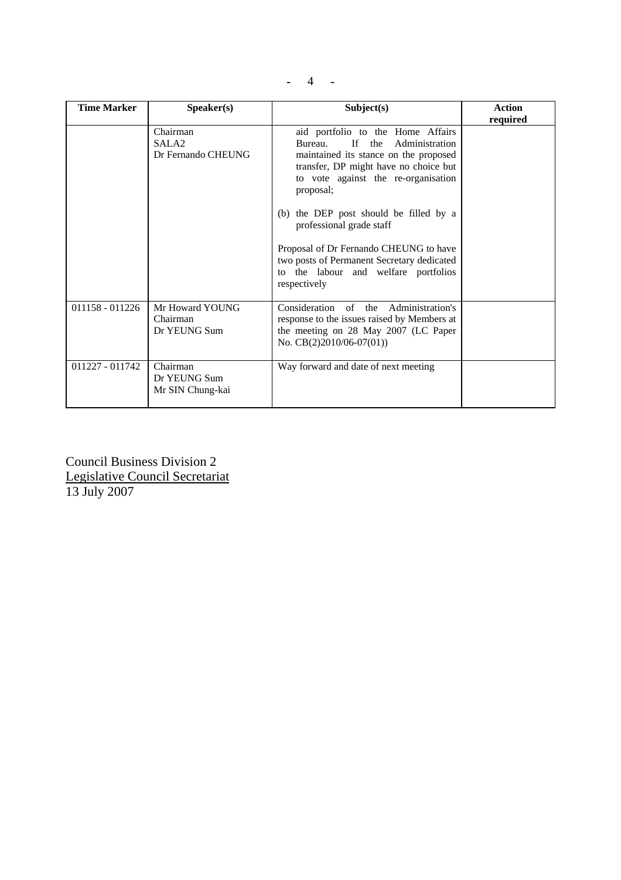| Time Marker | Speaker(s) | Subject(s) | Action required |
|---|---|---|---|
| | Chairman<br>SALA2<br>Dr Fernando CHEUNG | aid portfolio to the Home Affairs Bureau. If the Administration maintained its stance on the proposed transfer, DP might have no choice but to vote against the re-organisation proposal;<br><br>(b) the DEP post should be filled by a professional grade staff<br><br>Proposal of Dr Fernando CHEUNG to have two posts of Permanent Secretary dedicated to the labour and welfare portfolios respectively | |
| 011158 - 011226 | Mr Howard YOUNG<br>Chairman<br>Dr YEUNG Sum | Consideration of the Administration's response to the issues raised by Members at the meeting on 28 May 2007 (LC Paper No. CB(2)2010/06-07(01)) | |
| 011227 - 011742 | Chairman<br>Dr YEUNG Sum<br>Mr SIN Chung-kai | Way forward and date of next meeting | |

Council Business Division 2
Legislative Council Secretariat
13 July 2007